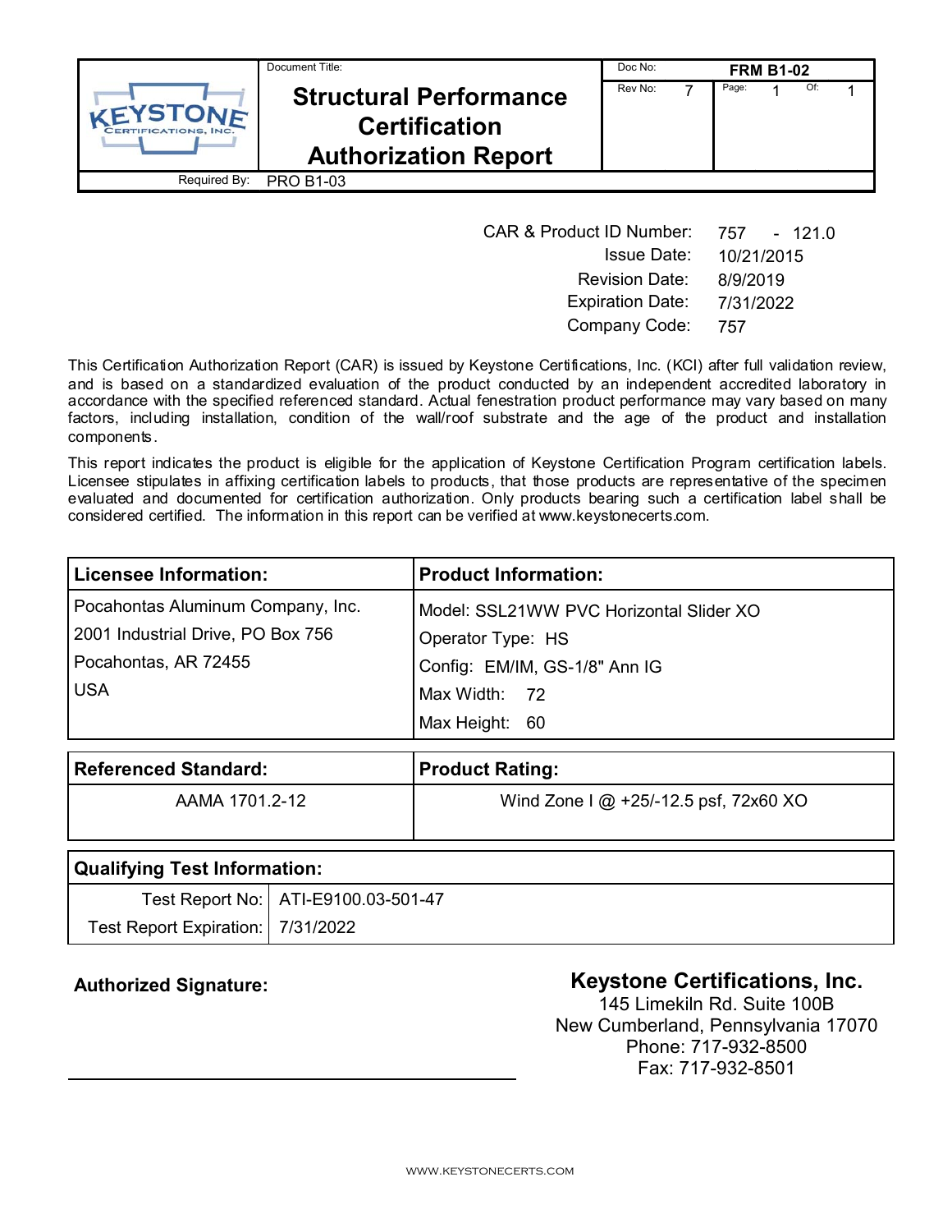| | Document Title: | Doc No: | FRM B1-02 | | |
|---|---|---|---|---|---|
| KEYSTONE CERTIFICATIONS, INC. | **Structural Performance Certification Authorization Report** | Rev No: 7 | Page: 1 | Of: 1 | |
| Required By: | PRO B1-03 | | | | |

CAR & Product ID Number: 757 - 121.0
Issue Date: 10/21/2015
Revision Date: 8/9/2019
Expiration Date: 7/31/2022
Company Code: 757

This Certification Authorization Report (CAR) is issued by Keystone Certifications, Inc. (KCI) after full validation review, and is based on a standardized evaluation of the product conducted by an independent accredited laboratory in accordance with the specified referenced standard. Actual fenestration product performance may vary based on many factors, including installation, condition of the wall/roof substrate and the age of the product and installation components.

This report indicates the product is eligible for the application of Keystone Certification Program certification labels. Licensee stipulates in affixing certification labels to products, that those products are representative of the specimen evaluated and documented for certification authorization. Only products bearing such a certification label shall be considered certified. The information in this report can be verified at www.keystonecerts.com.

| Licensee Information: | Product Information: |
|---|---|
| Pocahontas Aluminum Company, Inc.<br>2001 Industrial Drive, PO Box 756<br>Pocahontas, AR 72455<br>USA | Model: SSL21WW PVC Horizontal Slider XO<br>Operator Type: HS<br>Config: EM/IM, GS-1/8" Ann IG<br>Max Width: 72<br>Max Height: 60 |

| Referenced Standard: | Product Rating: |
|---|---|
| AAMA 1701.2-12 | Wind Zone I @ +25/-12.5 psf, 72x60 XO |

| Qualifying Test Information: | |
|---|---|
| Test Report No: | ATI-E9100.03-501-47 |
| Test Report Expiration: | 7/31/2022 |

**Authorized Signature:**

**Keystone Certifications, Inc.**
145 Limekiln Rd. Suite 100B
New Cumberland, Pennsylvania 17070
Phone: 717-932-8500
Fax: 717-932-8501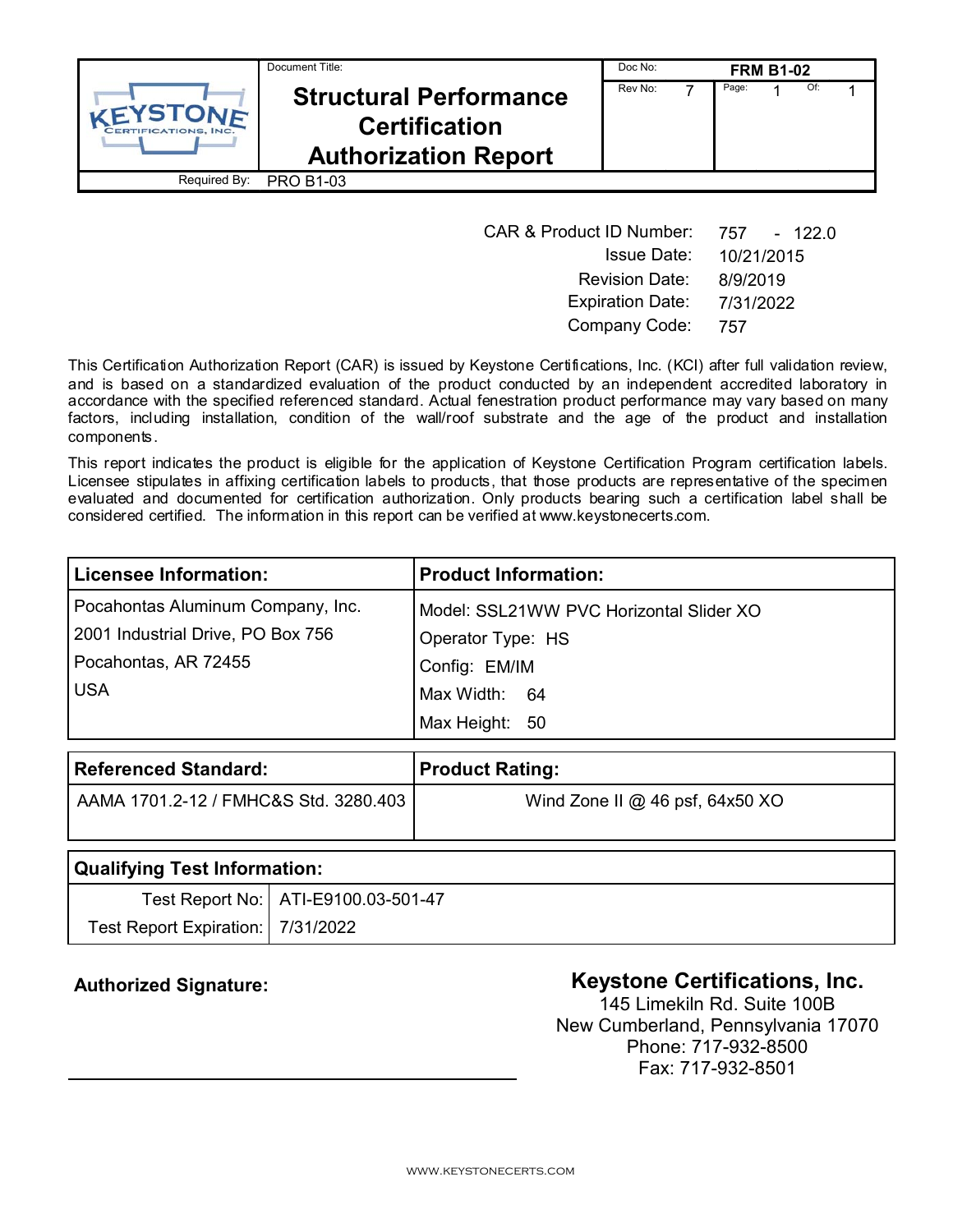| Document Title: | Doc No: FRM B1-02 |
|---|---|
| **Structural Performance Certification Authorization Report** | Rev No: 7 — Page: 1 Of: 1 |
| Required By: PRO B1-03 | |

| | |
|---|---|
| CAR & Product ID Number: | 757 - 122.0 |
| Issue Date: | 10/21/2015 |
| Revision Date: | 8/9/2019 |
| Expiration Date: | 7/31/2022 |
| Company Code: | 757 |

This Certification Authorization Report (CAR) is issued by Keystone Certifications, Inc. (KCI) after full validation review, and is based on a standardized evaluation of the product conducted by an independent accredited laboratory in accordance with the specified referenced standard. Actual fenestration product performance may vary based on many factors, including installation, condition of the wall/roof substrate and the age of the product and installation components.

This report indicates the product is eligible for the application of Keystone Certification Program certification labels. Licensee stipulates in affixing certification labels to products, that those products are representative of the specimen evaluated and documented for certification authorization. Only products bearing such a certification label shall be considered certified. The information in this report can be verified at www.keystonecerts.com.

| **Licensee Information:** | **Product Information:** |
|---|---|
| Pocahontas Aluminum Company, Inc. | Model: SSL21WW PVC Horizontal Slider XO |
| 2001 Industrial Drive, PO Box 756 | Operator Type: HS |
| Pocahontas, AR 72455 | Config: EM/IM |
| USA | Max Width: 64 |
| | Max Height: 50 |

| **Referenced Standard:** | **Product Rating:** |
|---|---|
| AAMA 1701.2-12 / FMHC&S Std. 3280.403 | Wind Zone II @ 46 psf, 64x50 XO |

| **Qualifying Test Information:** | |
|---|---|
| Test Report No: | ATI-E9100.03-501-47 |
| Test Report Expiration: | 7/31/2022 |

**Authorized Signature:**

**Keystone Certifications, Inc.**
145 Limekiln Rd. Suite 100B
New Cumberland, Pennsylvania 17070
Phone: 717-932-8500
Fax: 717-932-8501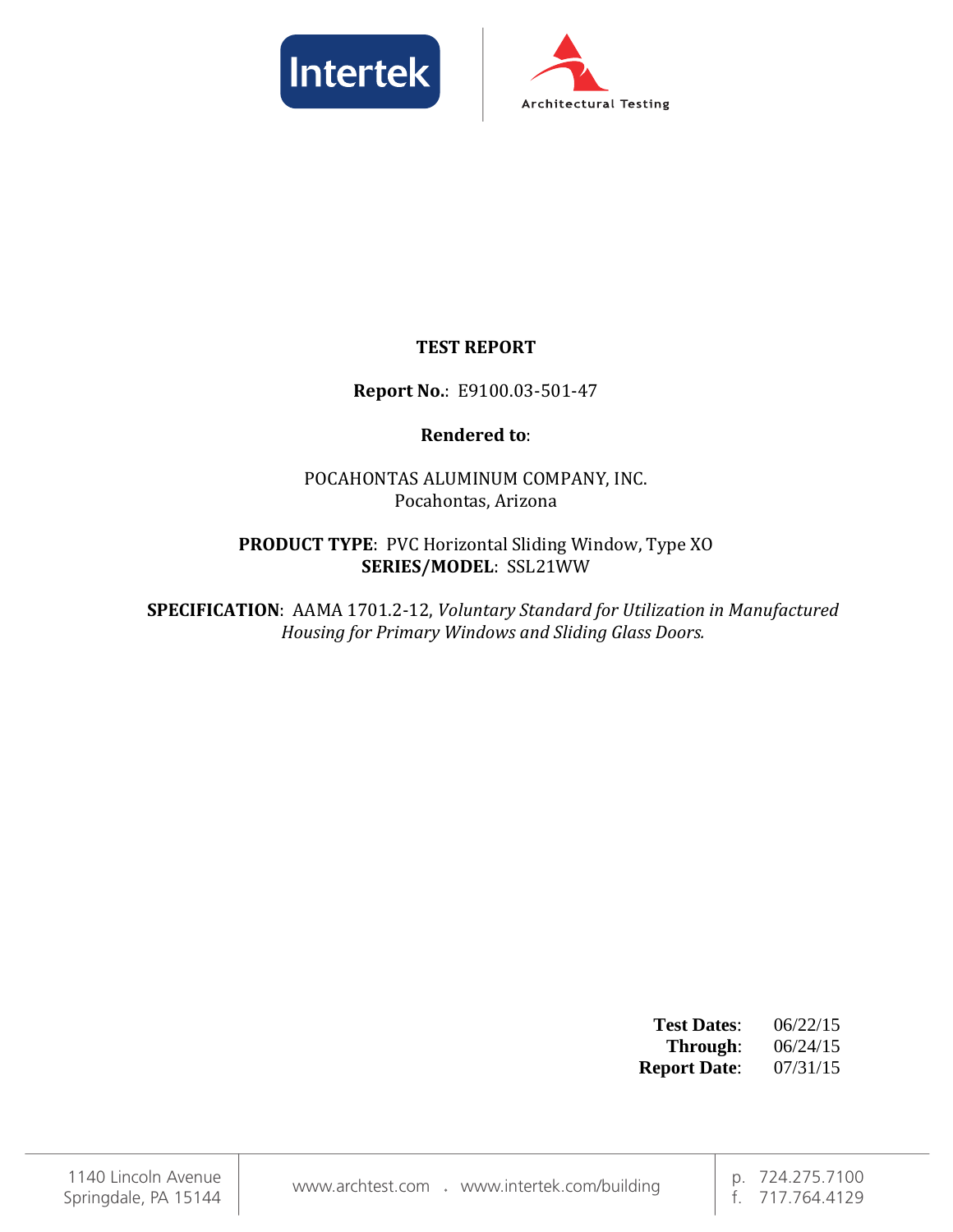# TEST REPORT

**Report No.**: E9100.03-501-47

**Rendered to**:

POCAHONTAS ALUMINUM COMPANY, INC.
Pocahontas, Arizona

**PRODUCT TYPE**: PVC Horizontal Sliding Window, Type XO
**SERIES/MODEL**: SSL21WW

**SPECIFICATION**: AAMA 1701.2-12, *Voluntary Standard for Utilization in Manufactured Housing for Primary Windows and Sliding Glass Doors.*

**Test Dates**: 06/22/15
**Through**: 06/24/15
**Report Date**: 07/31/15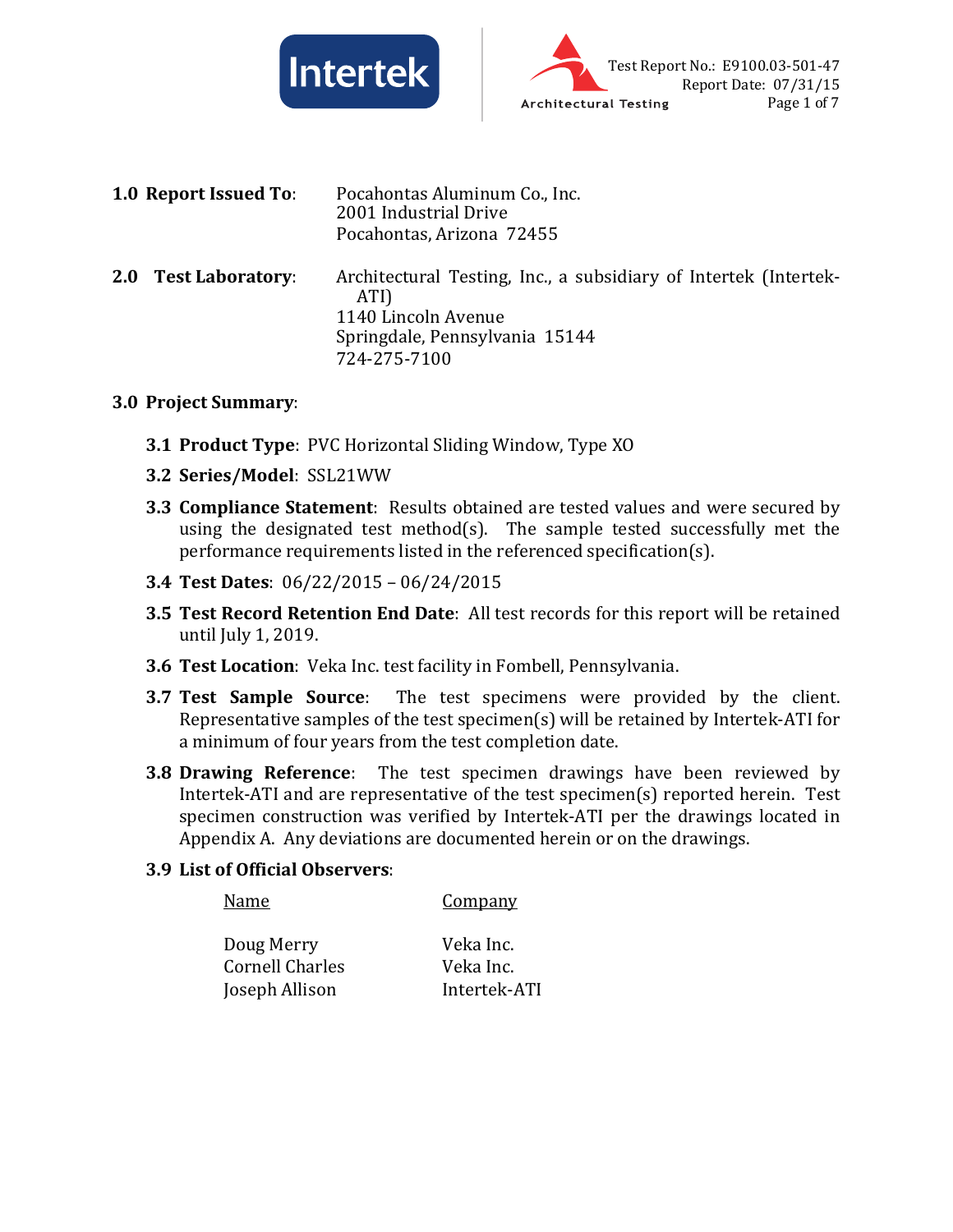**1.0 Report Issued To**: Pocahontas Aluminum Co., Inc.
2001 Industrial Drive
Pocahontas, Arizona 72455

**2.0 Test Laboratory**: Architectural Testing, Inc., a subsidiary of Intertek (Intertek-ATI)
1140 Lincoln Avenue
Springdale, Pennsylvania 15144
724-275-7100

**3.0 Project Summary**:

**3.1 Product Type**: PVC Horizontal Sliding Window, Type XO

**3.2 Series/Model**: SSL21WW

**3.3 Compliance Statement**: Results obtained are tested values and were secured by using the designated test method(s). The sample tested successfully met the performance requirements listed in the referenced specification(s).

**3.4 Test Dates**: 06/22/2015 – 06/24/2015

**3.5 Test Record Retention End Date**: All test records for this report will be retained until July 1, 2019.

**3.6 Test Location**: Veka Inc. test facility in Fombell, Pennsylvania.

**3.7 Test Sample Source**: The test specimens were provided by the client. Representative samples of the test specimen(s) will be retained by Intertek-ATI for a minimum of four years from the test completion date.

**3.8 Drawing Reference**: The test specimen drawings have been reviewed by Intertek-ATI and are representative of the test specimen(s) reported herein. Test specimen construction was verified by Intertek-ATI per the drawings located in Appendix A. Any deviations are documented herein or on the drawings.

**3.9 List of Official Observers**:

| Name | Company |
|---|---|
| Doug Merry | Veka Inc. |
| Cornell Charles | Veka Inc. |
| Joseph Allison | Intertek-ATI |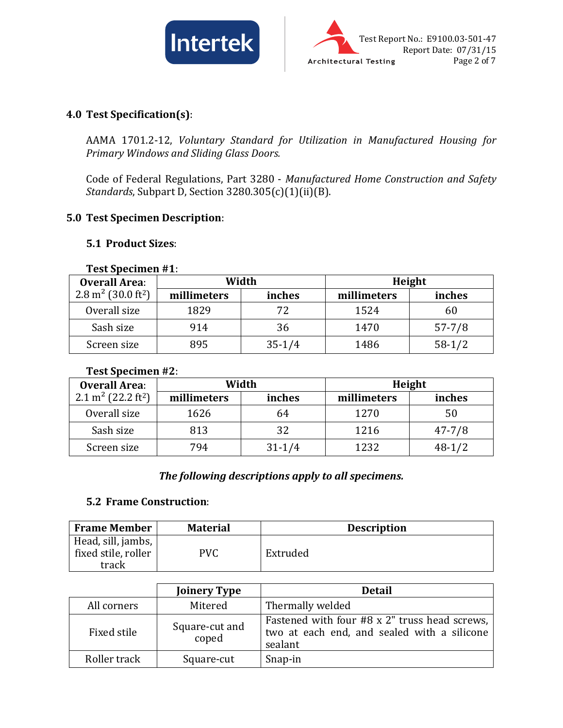## 4.0 Test Specification(s):

AAMA 1701.2-12, *Voluntary Standard for Utilization in Manufactured Housing for Primary Windows and Sliding Glass Doors.*

Code of Federal Regulations, Part 3280 - *Manufactured Home Construction and Safety Standards*, Subpart D, Section 3280.305(c)(1)(ii)(B).

## 5.0 Test Specimen Description:

### 5.1 Product Sizes:

**Test Specimen #1**:

| **Overall Area**: 2.8 $m^2$ (30.0 $ft^2$) | **Width** | | **Height** | |
|---|---|---|---|---|
| | **millimeters** | **inches** | **millimeters** | **inches** |
| Overall size | 1829 | 72 | 1524 | 60 |
| Sash size | 914 | 36 | 1470 | 57-7/8 |
| Screen size | 895 | 35-1/4 | 1486 | 58-1/2 |

**Test Specimen #2**:

| **Overall Area**: 2.1 $m^2$ (22.2 $ft^2$) | **Width** | | **Height** | |
|---|---|---|---|---|
| | **millimeters** | **inches** | **millimeters** | **inches** |
| Overall size | 1626 | 64 | 1270 | 50 |
| Sash size | 813 | 32 | 1216 | 47-7/8 |
| Screen size | 794 | 31-1/4 | 1232 | 48-1/2 |

***The following descriptions apply to all specimens.***

### 5.2 Frame Construction:

| **Frame Member** | **Material** | **Description** |
|---|---|---|
| Head, sill, jambs, fixed stile, roller track | PVC | Extruded |

| | **Joinery Type** | **Detail** |
|---|---|---|
| All corners | Mitered | Thermally welded |
| Fixed stile | Square-cut and coped | Fastened with four #8 x 2" truss head screws, two at each end, and sealed with a silicone sealant |
| Roller track | Square-cut | Snap-in |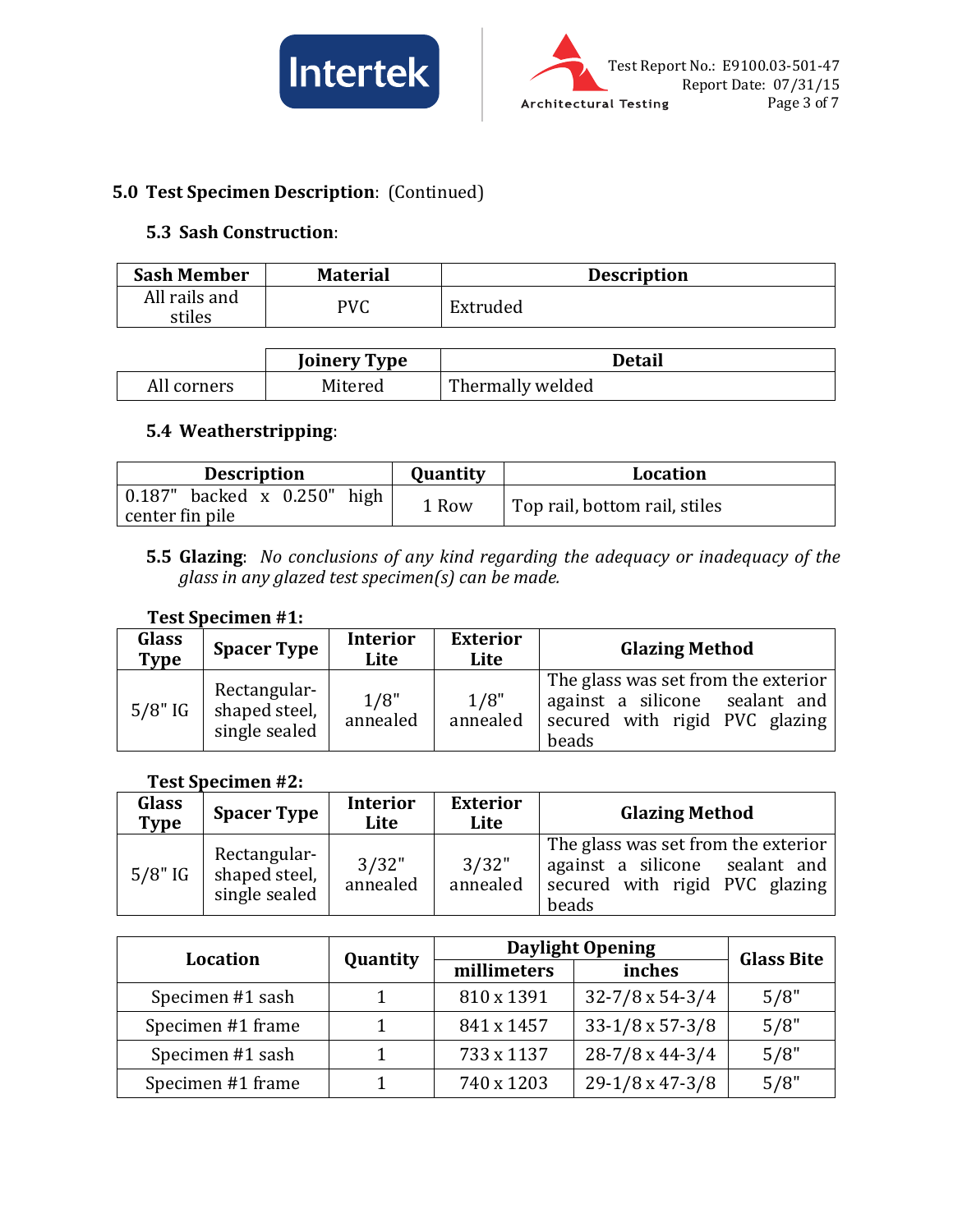## 5.0 Test Specimen Description: (Continued)

### 5.3 Sash Construction:

| Sash Member | Material | Description |
|---|---|---|
| All rails and stiles | PVC | Extruded |

| | Joinery Type | Detail |
|---|---|---|
| All corners | Mitered | Thermally welded |

### 5.4 Weatherstripping:

| Description | Quantity | Location |
|---|---|---|
| 0.187" backed x 0.250" high center fin pile | 1 Row | Top rail, bottom rail, stiles |

**5.5 Glazing**: *No conclusions of any kind regarding the adequacy or inadequacy of the glass in any glazed test specimen(s) can be made.*

**Test Specimen #1:**

| Glass Type | Spacer Type | Interior Lite | Exterior Lite | Glazing Method |
|---|---|---|---|---|
| 5/8" IG | Rectangular-shaped steel, single sealed | 1/8" annealed | 1/8" annealed | The glass was set from the exterior against a silicone sealant and secured with rigid PVC glazing beads |

**Test Specimen #2:**

| Glass Type | Spacer Type | Interior Lite | Exterior Lite | Glazing Method |
|---|---|---|---|---|
| 5/8" IG | Rectangular-shaped steel, single sealed | 3/32" annealed | 3/32" annealed | The glass was set from the exterior against a silicone sealant and secured with rigid PVC glazing beads |

| Location | Quantity | Daylight Opening | | Glass Bite |
|---|---|---|---|---|
| | | millimeters | inches | |
| Specimen #1 sash | 1 | 810 x 1391 | 32-7/8 x 54-3/4 | 5/8" |
| Specimen #1 frame | 1 | 841 x 1457 | 33-1/8 x 57-3/8 | 5/8" |
| Specimen #1 sash | 1 | 733 x 1137 | 28-7/8 x 44-3/4 | 5/8" |
| Specimen #1 frame | 1 | 740 x 1203 | 29-1/8 x 47-3/8 | 5/8" |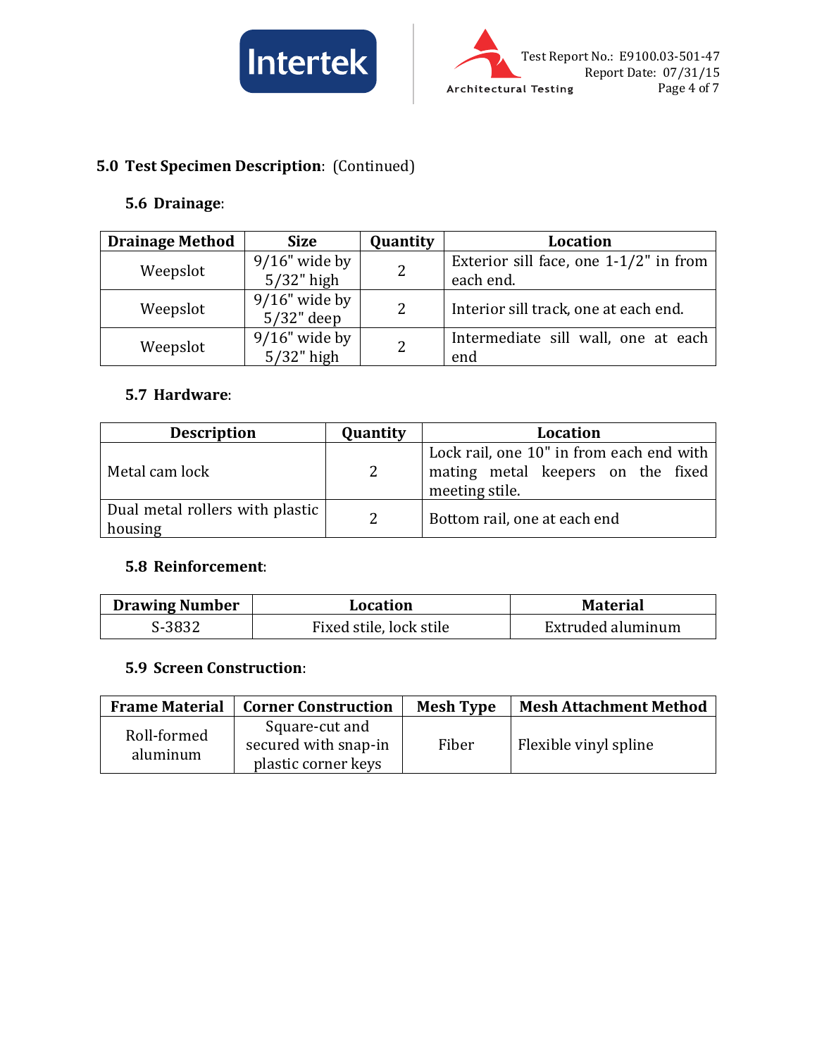## 5.0 Test Specimen Description: (Continued)

### 5.6 Drainage:

| Drainage Method | Size | Quantity | Location |
|---|---|---|---|
| Weepslot | 9/16" wide by 5/32" high | 2 | Exterior sill face, one 1-1/2" in from each end. |
| Weepslot | 9/16" wide by 5/32" deep | 2 | Interior sill track, one at each end. |
| Weepslot | 9/16" wide by 5/32" high | 2 | Intermediate sill wall, one at each end |

### 5.7 Hardware:

| Description | Quantity | Location |
|---|---|---|
| Metal cam lock | 2 | Lock rail, one 10" in from each end with mating metal keepers on the fixed meeting stile. |
| Dual metal rollers with plastic housing | 2 | Bottom rail, one at each end |

### 5.8 Reinforcement:

| Drawing Number | Location | Material |
|---|---|---|
| S-3832 | Fixed stile, lock stile | Extruded aluminum |

### 5.9 Screen Construction:

| Frame Material | Corner Construction | Mesh Type | Mesh Attachment Method |
|---|---|---|---|
| Roll-formed aluminum | Square-cut and secured with snap-in plastic corner keys | Fiber | Flexible vinyl spline |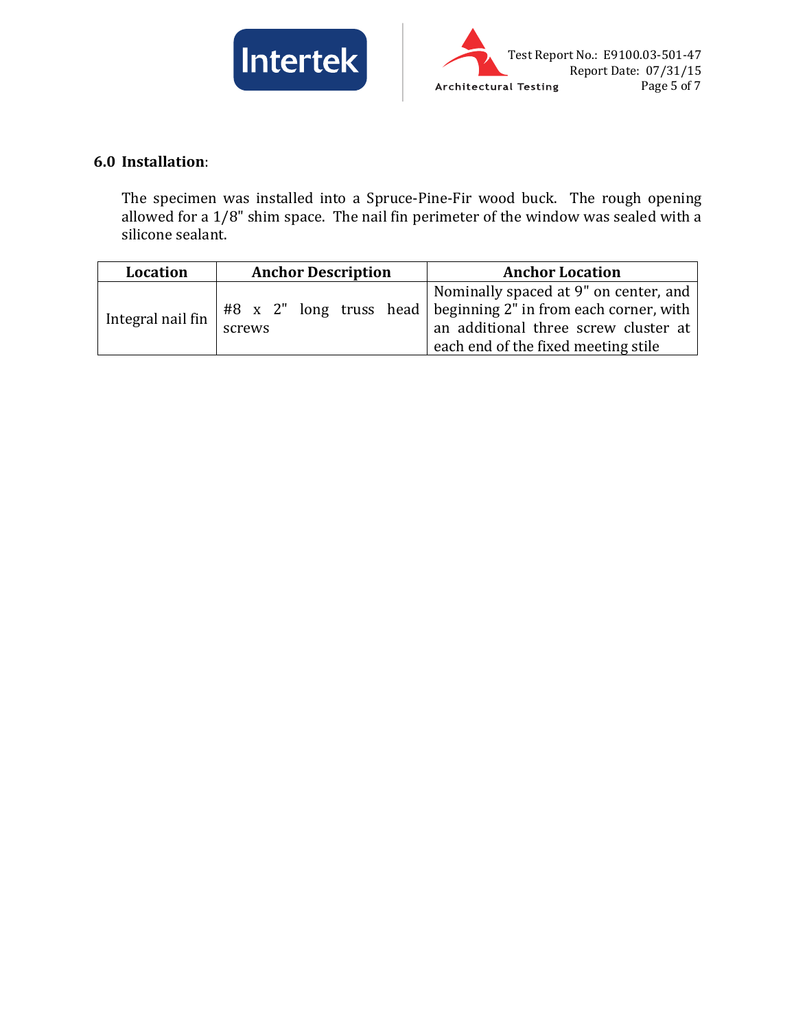## 6.0 Installation:

The specimen was installed into a Spruce-Pine-Fir wood buck. The rough opening allowed for a 1/8" shim space. The nail fin perimeter of the window was sealed with a silicone sealant.

| Location | Anchor Description | Anchor Location |
|---|---|---|
| Integral nail fin | #8 x 2" long truss head screws | Nominally spaced at 9" on center, and beginning 2" in from each corner, with an additional three screw cluster at each end of the fixed meeting stile |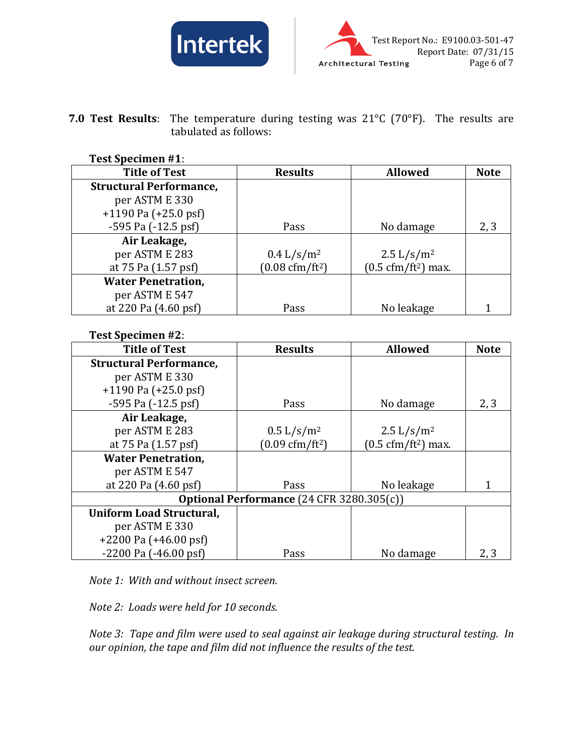**7.0 Test Results**: The temperature during testing was 21°C (70°F). The results are tabulated as follows:

**Test Specimen #1**:

| Title of Test | Results | Allowed | Note |
|---|---|---|---|
| **Structural Performance,** per ASTM E 330 +1190 Pa (+25.0 psf) -595 Pa (-12.5 psf) | Pass | No damage | 2, 3 |
| **Air Leakage,** per ASTM E 283 at 75 Pa (1.57 psf) | 0.4 $L/s/m^2$ (0.08 $cfm/ft^2$) | 2.5 $L/s/m^2$ (0.5 $cfm/ft^2$) max. | |
| **Water Penetration,** per ASTM E 547 at 220 Pa (4.60 psf) | Pass | No leakage | 1 |

**Test Specimen #2**:

| Title of Test | Results | Allowed | Note |
|---|---|---|---|
| **Structural Performance,** per ASTM E 330 +1190 Pa (+25.0 psf) -595 Pa (-12.5 psf) | Pass | No damage | 2, 3 |
| **Air Leakage,** per ASTM E 283 at 75 Pa (1.57 psf) | 0.5 $L/s/m^2$ (0.09 $cfm/ft^2$) | 2.5 $L/s/m^2$ (0.5 $cfm/ft^2$) max. | |
| **Water Penetration,** per ASTM E 547 at 220 Pa (4.60 psf) | Pass | No leakage | 1 |
| **Optional Performance** (24 CFR 3280.305(c)) | | | |
| **Uniform Load Structural,** per ASTM E 330 +2200 Pa (+46.00 psf) -2200 Pa (-46.00 psf) | Pass | No damage | 2, 3 |

*Note 1: With and without insect screen.*

*Note 2: Loads were held for 10 seconds.*

*Note 3: Tape and film were used to seal against air leakage during structural testing. In our opinion, the tape and film did not influence the results of the test.*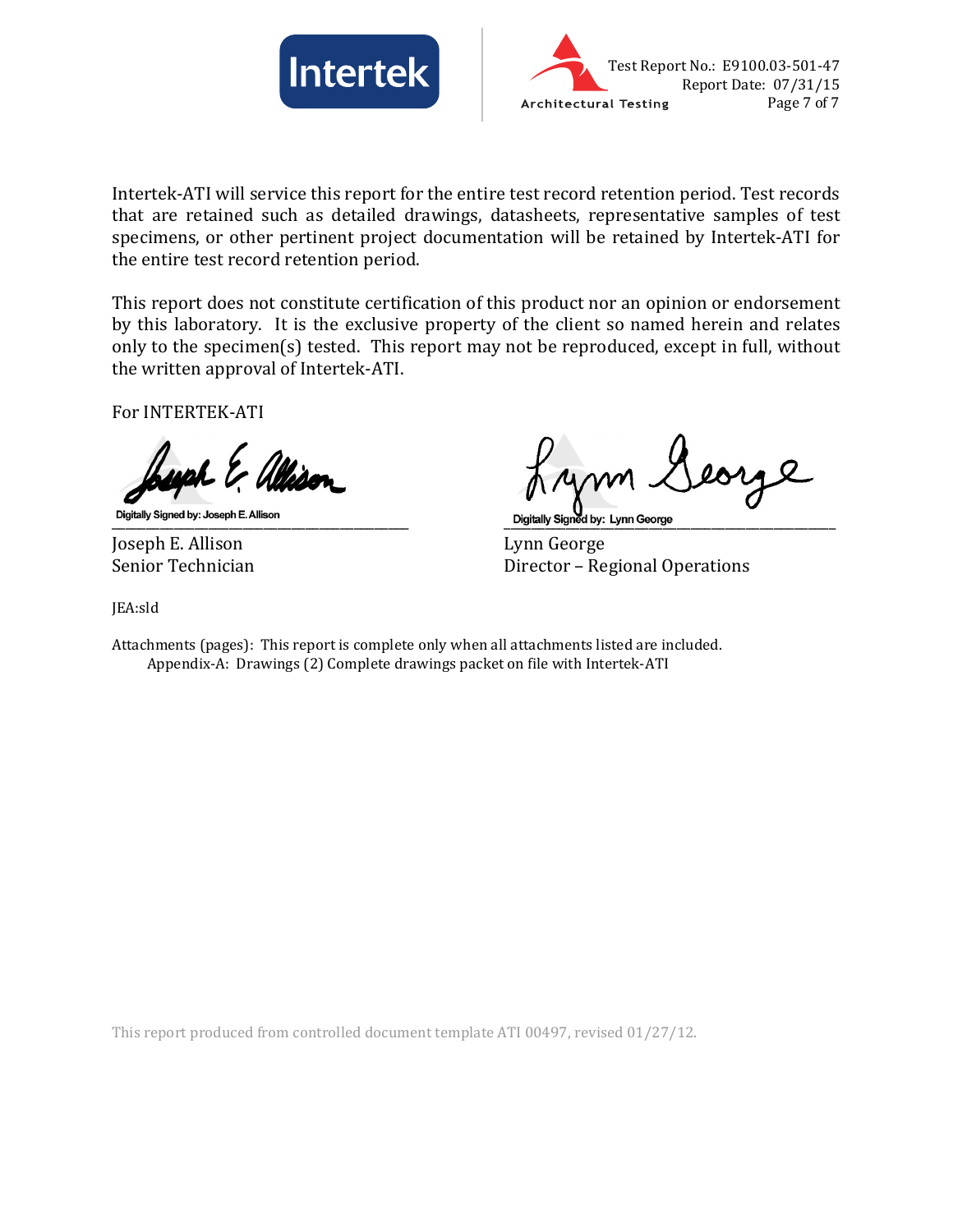Intertek-ATI will service this report for the entire test record retention period. Test records that are retained such as detailed drawings, datasheets, representative samples of test specimens, or other pertinent project documentation will be retained by Intertek-ATI for the entire test record retention period.

This report does not constitute certification of this product nor an opinion or endorsement by this laboratory. It is the exclusive property of the client so named herein and relates only to the specimen(s) tested. This report may not be reproduced, except in full, without the written approval of Intertek-ATI.

For INTERTEK-ATI

Digitally Signed by: Joseph E. Allison

Joseph E. Allison
Senior Technician

Digitally Signed by: Lynn George

Lynn George
Director – Regional Operations

JEA:sld

Attachments (pages): This report is complete only when all attachments listed are included.
Appendix-A: Drawings (2) Complete drawings packet on file with Intertek-ATI

This report produced from controlled document template ATI 00497, revised 01/27/12.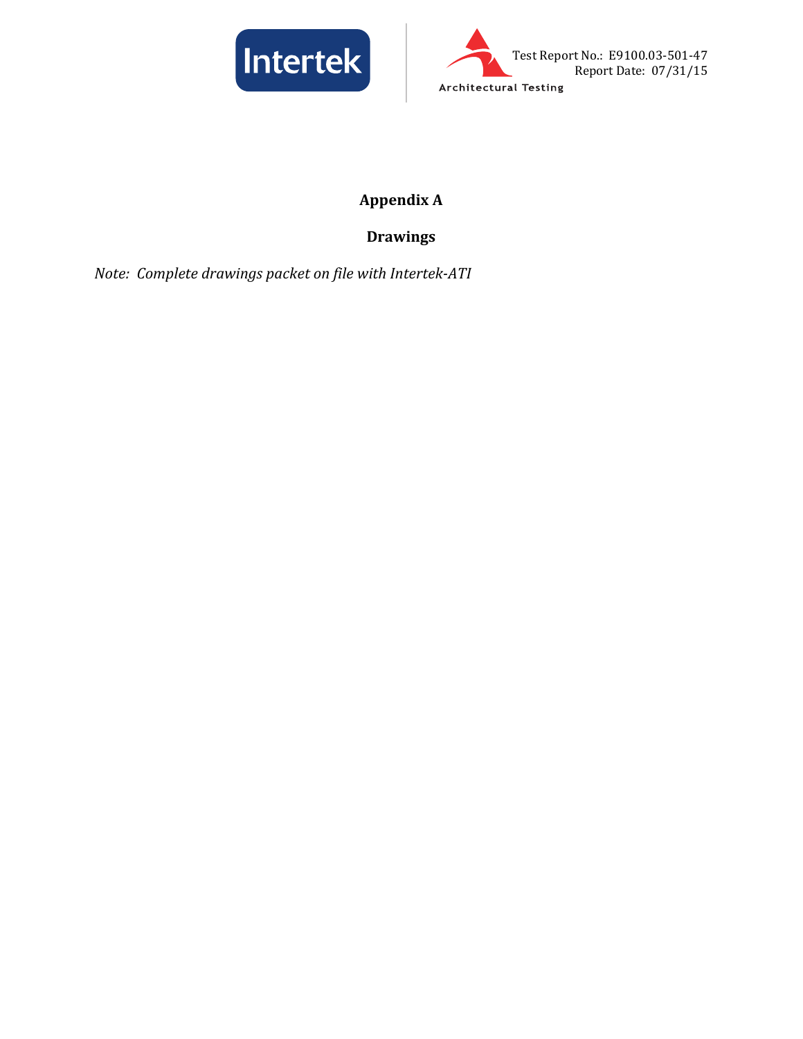# Appendix A

## Drawings

*Note: Complete drawings packet on file with Intertek-ATI*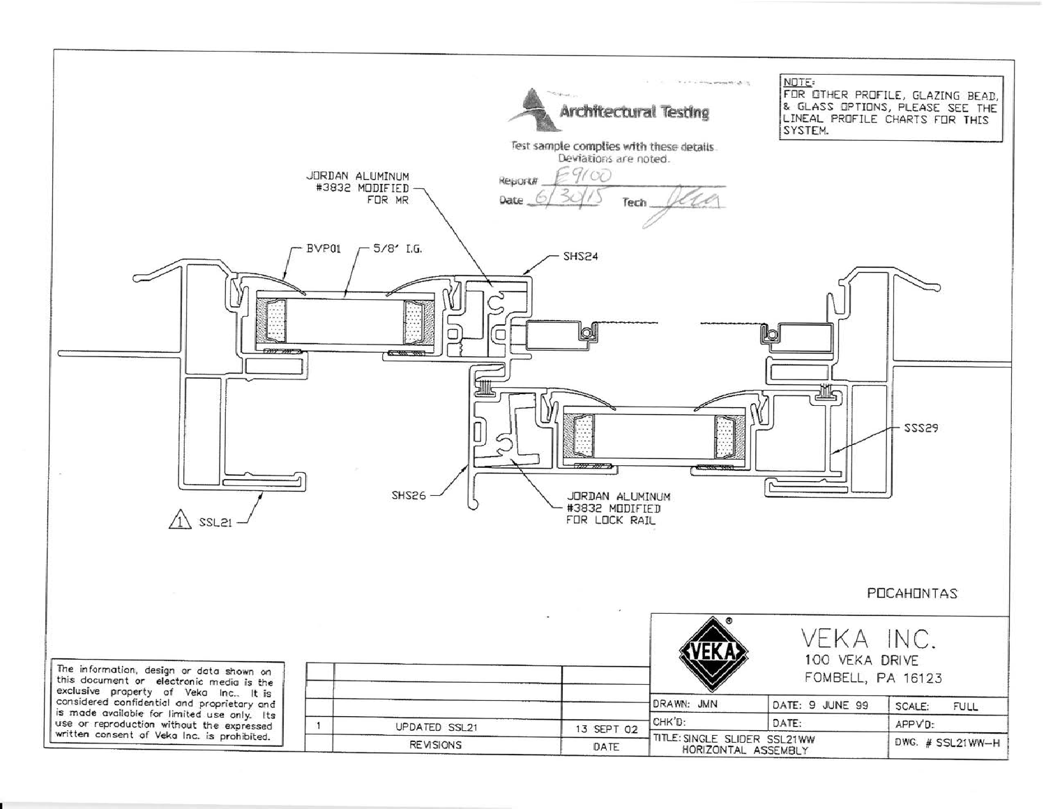**NOTE:**
FOR OTHER PROFILE, GLAZING BEAD, & GLASS OPTIONS, PLEASE SEE THE LINEAL PROFILE CHARTS FOR THIS SYSTEM.

**Architectural Testing**

Test sample complies with these details. Deviations are noted.

Report# E9100

Date 6/30/15 Tech

JORDAN ALUMINUM #3832 MODIFIED FOR MR

BVP01

5/8" I.G.

SHS24

SSS29

SHS26

JORDAN ALUMINUM #3832 MODIFIED FOR LOCK RAIL

1 SSL21

POCAHONTAS

The information, design or data shown on this document or electronic media is the exclusive property of Veka Inc.. It is considered confidential and proprietary and is made available for limited use only. Its use or reproduction without the expressed written consent of Veka Inc. is prohibited.

| | | |
|---|---|---|
| | | |
| | | |
| 1 | UPDATED SSL21 | 13 SEPT 02 |
| | REVISIONS | DATE |

VEKA INC.
100 VEKA DRIVE
FOMBELL, PA 16123

| | | |
|---|---|---|
| DRAWN: JMN | DATE: 9 JUNE 99 | SCALE: FULL |
| CHK'D: | DATE: | APPV'D: |
| TITLE: SINGLE SLIDER SSL21WW HORIZONTAL ASSEMBLY | | DWG. # SSL21WW-H |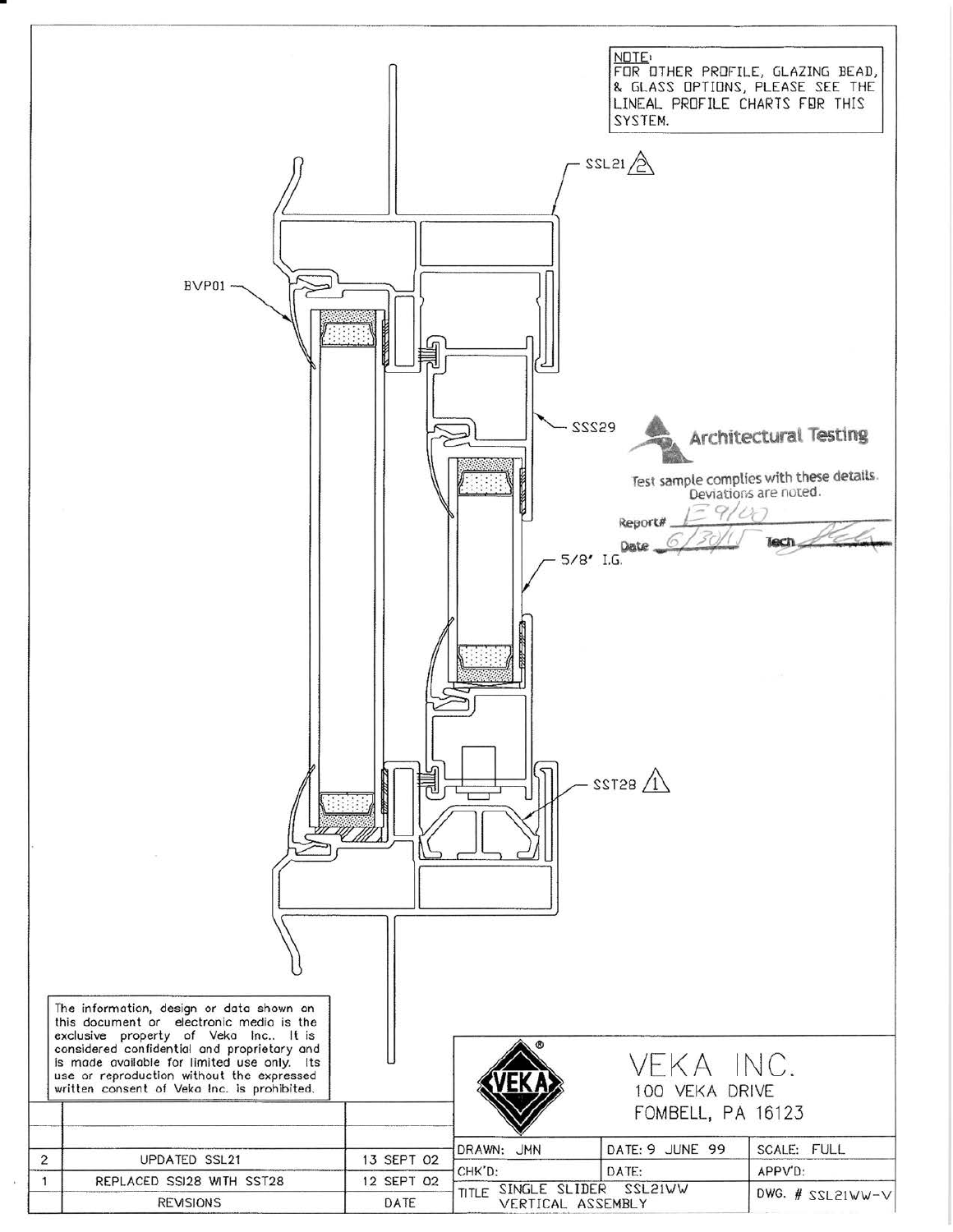NOTE:
FOR OTHER PROFILE, GLAZING BEAD, & GLASS OPTIONS, PLEASE SEE THE LINEAL PROFILE CHARTS FOR THIS SYSTEM.

SSL21 2

BVP01

SSS29

5/8" I.G.

SST28 1

Architectural Testing

Test sample complies with these details. Deviations are noted.

Report# E9140

Date 6/30/15 Tech

The information, design or data shown on this document or electronic media is the exclusive property of Veka Inc.. It is considered confidential and proprietary and is made available for limited use only. Its use or reproduction without the expressed written consent of Veka Inc. is prohibited.

| | | |
|---|---|---|
| 2 | UPDATED SSL21 | 13 SEPT 02 |
| 1 | REPLACED SSI28 WITH SST28 | 12 SEPT 02 |
| | REVISIONS | DATE |

VEKA INC.
100 VEKA DRIVE
FOMBELL, PA 16123

| | | |
|---|---|---|
| DRAWN: JMN | DATE: 9 JUNE 99 | SCALE: FULL |
| CHK'D: | DATE: | APPV'D: |
| TITLE SINGLE SLIDER SSL21WW VERTICAL ASSEMBLY | | DWG. # SSL21WW-V |